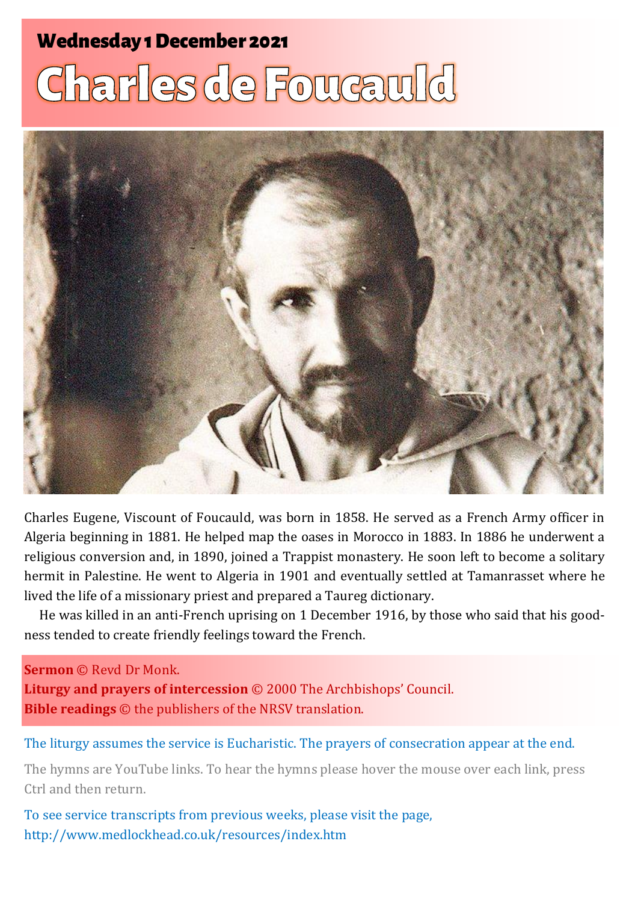**Wednesday 1 December 2021**

# Charles de Foucauld

Charles Eugene, Viscount of Foucauld, was born in 1858. He served as a French Army officer in Algeria beginning in 1881. He helped map the oases in Morocco in 1883. In 1886 he underwent a religious conversion and, in 1890, joined a Trappist monastery. He soon left to become a solitary hermit in Palestine. He went to Algeria in 1901 and eventually settled at Tamanrasset where he lived the life of a missionary priest and prepared a Taureg dictionary.

He was killed in an anti-French uprising on 1 December 1916, by those who said that his goodness tended to create friendly feelings toward the French.

**Sermon** © Revd Dr Monk.
**Liturgy and prayers of intercession** © 2000 The Archbishops' Council.
**Bible readings** © the publishers of the NRSV translation.

The liturgy assumes the service is Eucharistic. The prayers of consecration appear at the end.

The hymns are YouTube links. To hear the hymns please hover the mouse over each link, press Ctrl and then return.

To see service transcripts from previous weeks, please visit the page,
http://www.medlockhead.co.uk/resources/index.htm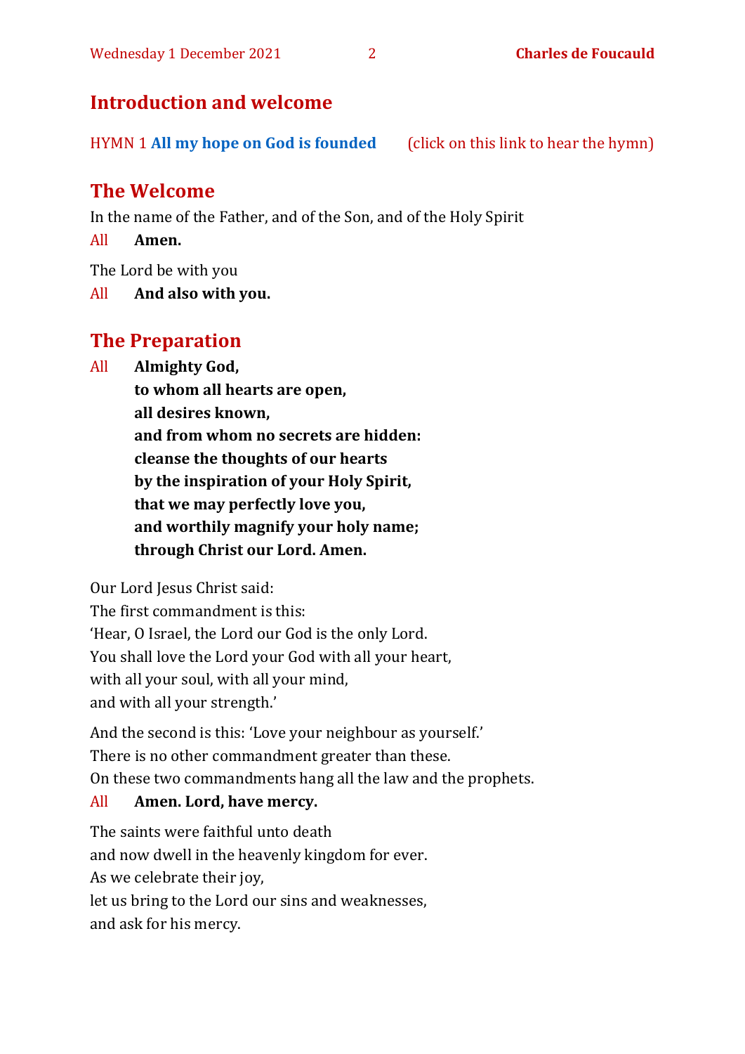## Introduction and welcome

HYMN 1 **All my hope on God is founded** (click on this link to hear the hymn)

## The Welcome

In the name of the Father, and of the Son, and of the Holy Spirit

All **Amen.**

The Lord be with you

All **And also with you.**

## The Preparation

All **Almighty God,**
**to whom all hearts are open,**
**all desires known,**
**and from whom no secrets are hidden:**
**cleanse the thoughts of our hearts**
**by the inspiration of your Holy Spirit,**
**that we may perfectly love you,**
**and worthily magnify your holy name;**
**through Christ our Lord. Amen.**

Our Lord Jesus Christ said:
The first commandment is this:
'Hear, O Israel, the Lord our God is the only Lord.
You shall love the Lord your God with all your heart,
with all your soul, with all your mind,
and with all your strength.'

And the second is this: 'Love your neighbour as yourself.'
There is no other commandment greater than these.
On these two commandments hang all the law and the prophets.

All **Amen. Lord, have mercy.**

The saints were faithful unto death
and now dwell in the heavenly kingdom for ever.
As we celebrate their joy,
let us bring to the Lord our sins and weaknesses,
and ask for his mercy.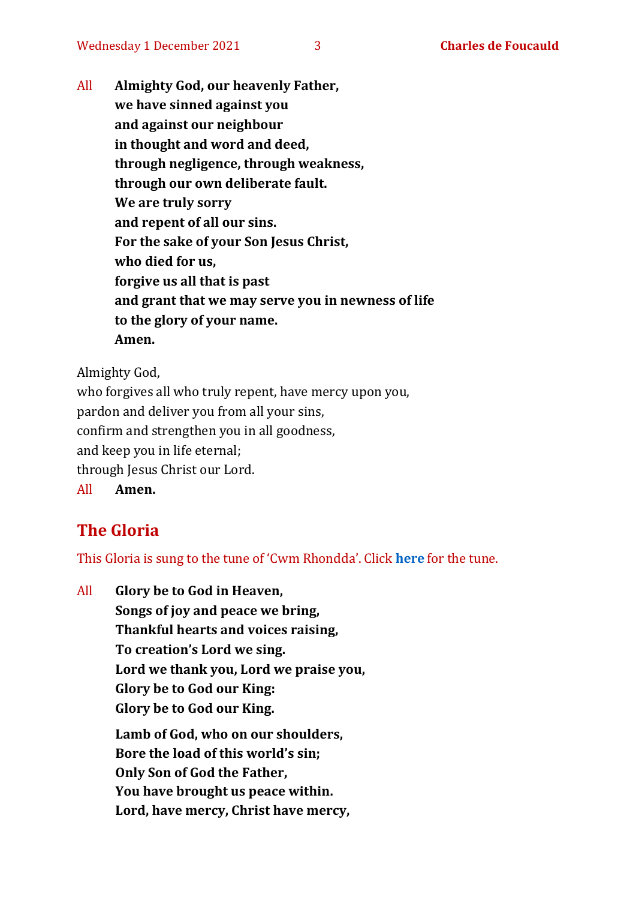All **Almighty God, our heavenly Father,**
**we have sinned against you**
**and against our neighbour**
**in thought and word and deed,**
**through negligence, through weakness,**
**through our own deliberate fault.**
**We are truly sorry**
**and repent of all our sins.**
**For the sake of your Son Jesus Christ,**
**who died for us,**
**forgive us all that is past**
**and grant that we may serve you in newness of life**
**to the glory of your name.**
**Amen.**

Almighty God,
who forgives all who truly repent, have mercy upon you,
pardon and deliver you from all your sins,
confirm and strengthen you in all goodness,
and keep you in life eternal;
through Jesus Christ our Lord.
All **Amen.**

## The Gloria

This Gloria is sung to the tune of 'Cwm Rhondda'. Click **here** for the tune.

All **Glory be to God in Heaven,**
**Songs of joy and peace we bring,**
**Thankful hearts and voices raising,**
**To creation's Lord we sing.**
**Lord we thank you, Lord we praise you,**
**Glory be to God our King:**
**Glory be to God our King.**

**Lamb of God, who on our shoulders,**
**Bore the load of this world's sin;**
**Only Son of God the Father,**
**You have brought us peace within.**
**Lord, have mercy, Christ have mercy,**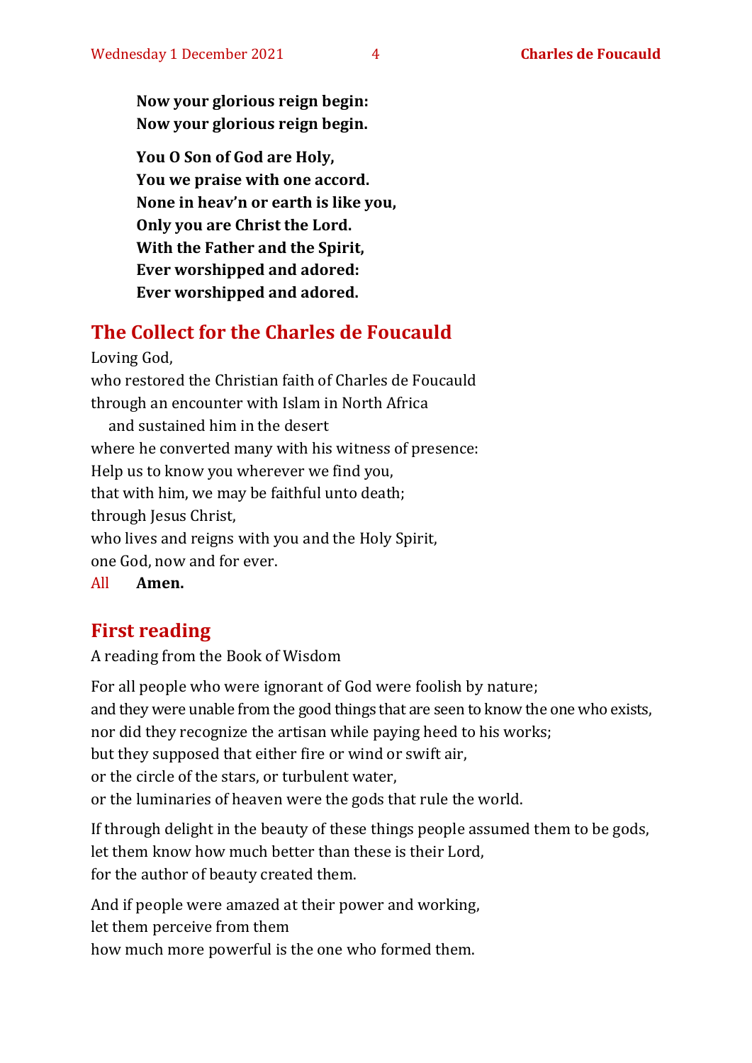**Now your glorious reign begin:**
**Now your glorious reign begin.**

**You O Son of God are Holy,**
**You we praise with one accord.**
**None in heav'n or earth is like you,**
**Only you are Christ the Lord.**
**With the Father and the Spirit,**
**Ever worshipped and adored:**
**Ever worshipped and adored.**

## The Collect for the Charles de Foucauld

Loving God,
who restored the Christian faith of Charles de Foucauld
through an encounter with Islam in North Africa
and sustained him in the desert
where he converted many with his witness of presence:
Help us to know you wherever we find you,
that with him, we may be faithful unto death;
through Jesus Christ,
who lives and reigns with you and the Holy Spirit,
one God, now and for ever.
All **Amen.**

## First reading

A reading from the Book of Wisdom

For all people who were ignorant of God were foolish by nature;
and they were unable from the good things that are seen to know the one who exists,
nor did they recognize the artisan while paying heed to his works;
but they supposed that either fire or wind or swift air,
or the circle of the stars, or turbulent water,
or the luminaries of heaven were the gods that rule the world.

If through delight in the beauty of these things people assumed them to be gods,
let them know how much better than these is their Lord,
for the author of beauty created them.

And if people were amazed at their power and working,
let them perceive from them
how much more powerful is the one who formed them.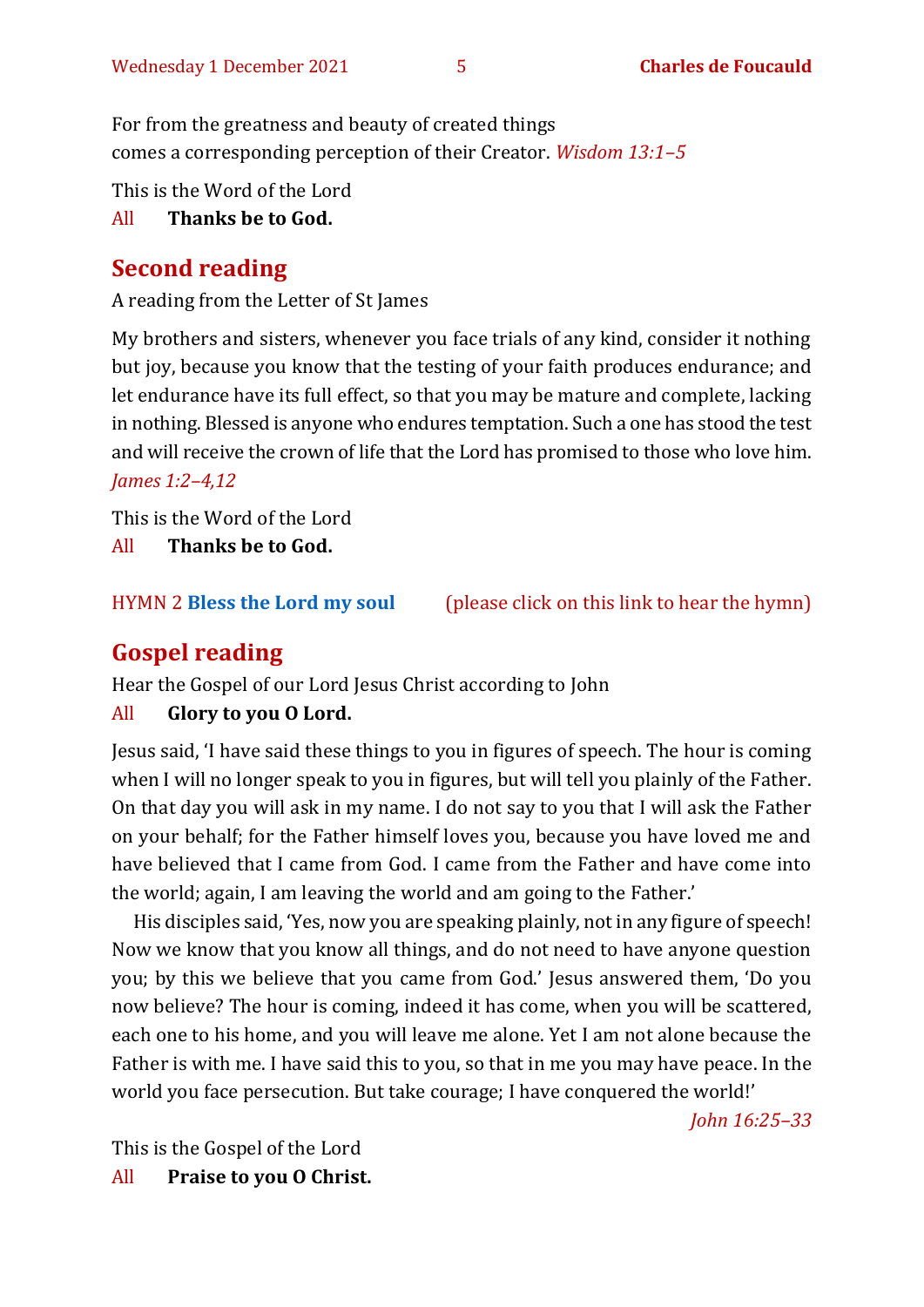For from the greatness and beauty of created things
comes a corresponding perception of their Creator. *Wisdom 13:1–5*

This is the Word of the Lord
All **Thanks be to God.**

## Second reading

A reading from the Letter of St James

My brothers and sisters, whenever you face trials of any kind, consider it nothing but joy, because you know that the testing of your faith produces endurance; and let endurance have its full effect, so that you may be mature and complete, lacking in nothing. Blessed is anyone who endures temptation. Such a one has stood the test and will receive the crown of life that the Lord has promised to those who love him. *James 1:2–4,12*

This is the Word of the Lord
All **Thanks be to God.**

HYMN 2 **Bless the Lord my soul** (please click on this link to hear the hymn)

## Gospel reading

Hear the Gospel of our Lord Jesus Christ according to John
All **Glory to you O Lord.**

Jesus said, 'I have said these things to you in figures of speech. The hour is coming when I will no longer speak to you in figures, but will tell you plainly of the Father. On that day you will ask in my name. I do not say to you that I will ask the Father on your behalf; for the Father himself loves you, because you have loved me and have believed that I came from God. I came from the Father and have come into the world; again, I am leaving the world and am going to the Father.'

His disciples said, 'Yes, now you are speaking plainly, not in any figure of speech! Now we know that you know all things, and do not need to have anyone question you; by this we believe that you came from God.' Jesus answered them, 'Do you now believe? The hour is coming, indeed it has come, when you will be scattered, each one to his home, and you will leave me alone. Yet I am not alone because the Father is with me. I have said this to you, so that in me you may have peace. In the world you face persecution. But take courage; I have conquered the world!'

*John 16:25–33*

This is the Gospel of the Lord
All **Praise to you O Christ.**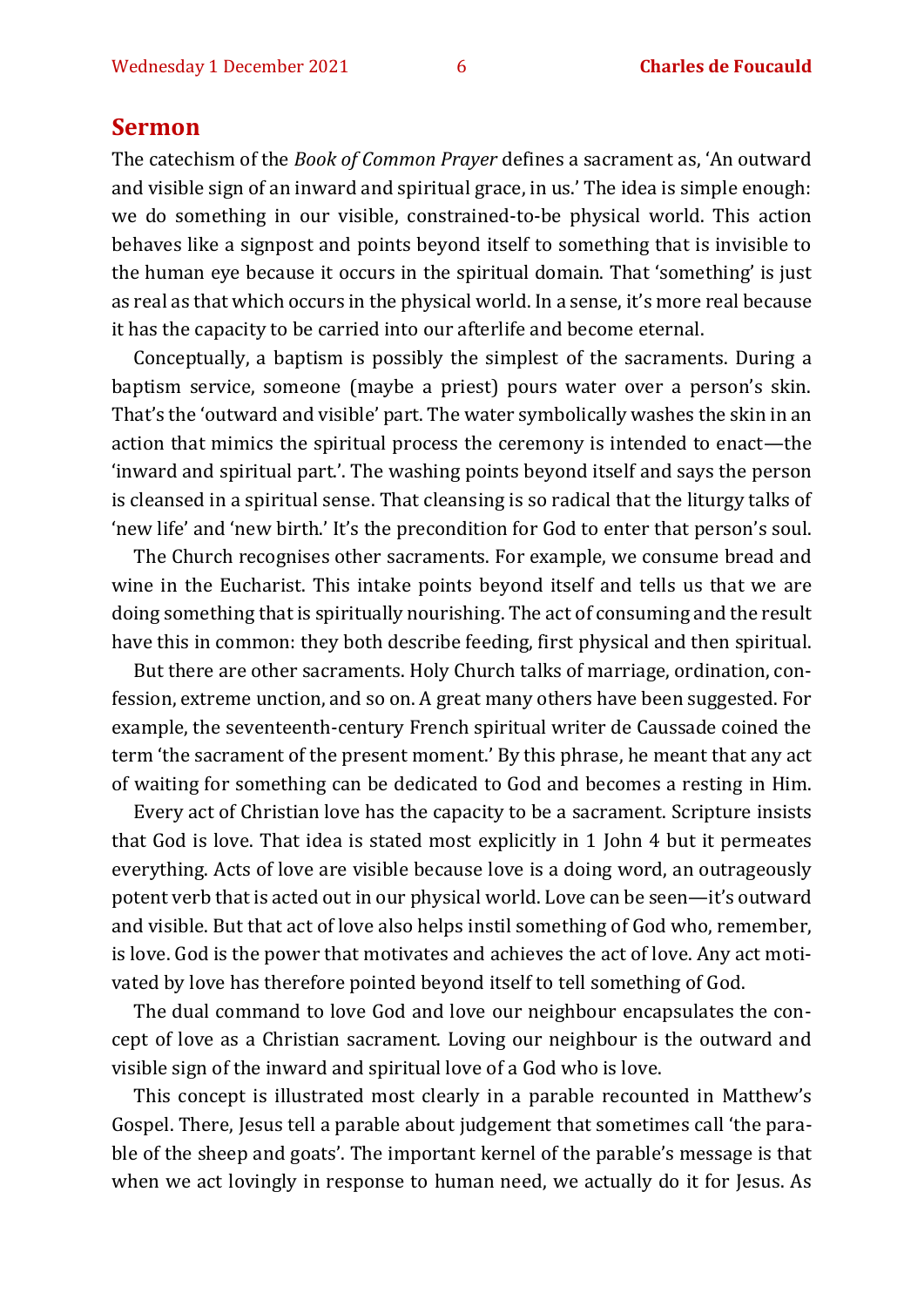## Sermon

The catechism of the *Book of Common Prayer* defines a sacrament as, 'An outward and visible sign of an inward and spiritual grace, in us.' The idea is simple enough: we do something in our visible, constrained-to-be physical world. This action behaves like a signpost and points beyond itself to something that is invisible to the human eye because it occurs in the spiritual domain. That 'something' is just as real as that which occurs in the physical world. In a sense, it's more real because it has the capacity to be carried into our afterlife and become eternal.

Conceptually, a baptism is possibly the simplest of the sacraments. During a baptism service, someone (maybe a priest) pours water over a person's skin. That's the 'outward and visible' part. The water symbolically washes the skin in an action that mimics the spiritual process the ceremony is intended to enact—the 'inward and spiritual part.'. The washing points beyond itself and says the person is cleansed in a spiritual sense. That cleansing is so radical that the liturgy talks of 'new life' and 'new birth.' It's the precondition for God to enter that person's soul.

The Church recognises other sacraments. For example, we consume bread and wine in the Eucharist. This intake points beyond itself and tells us that we are doing something that is spiritually nourishing. The act of consuming and the result have this in common: they both describe feeding, first physical and then spiritual.

But there are other sacraments. Holy Church talks of marriage, ordination, confession, extreme unction, and so on. A great many others have been suggested. For example, the seventeenth-century French spiritual writer de Caussade coined the term 'the sacrament of the present moment.' By this phrase, he meant that any act of waiting for something can be dedicated to God and becomes a resting in Him.

Every act of Christian love has the capacity to be a sacrament. Scripture insists that God is love. That idea is stated most explicitly in 1 John 4 but it permeates everything. Acts of love are visible because love is a doing word, an outrageously potent verb that is acted out in our physical world. Love can be seen—it's outward and visible. But that act of love also helps instil something of God who, remember, is love. God is the power that motivates and achieves the act of love. Any act motivated by love has therefore pointed beyond itself to tell something of God.

The dual command to love God and love our neighbour encapsulates the concept of love as a Christian sacrament. Loving our neighbour is the outward and visible sign of the inward and spiritual love of a God who is love.

This concept is illustrated most clearly in a parable recounted in Matthew's Gospel. There, Jesus tell a parable about judgement that sometimes call 'the parable of the sheep and goats'. The important kernel of the parable's message is that when we act lovingly in response to human need, we actually do it for Jesus. As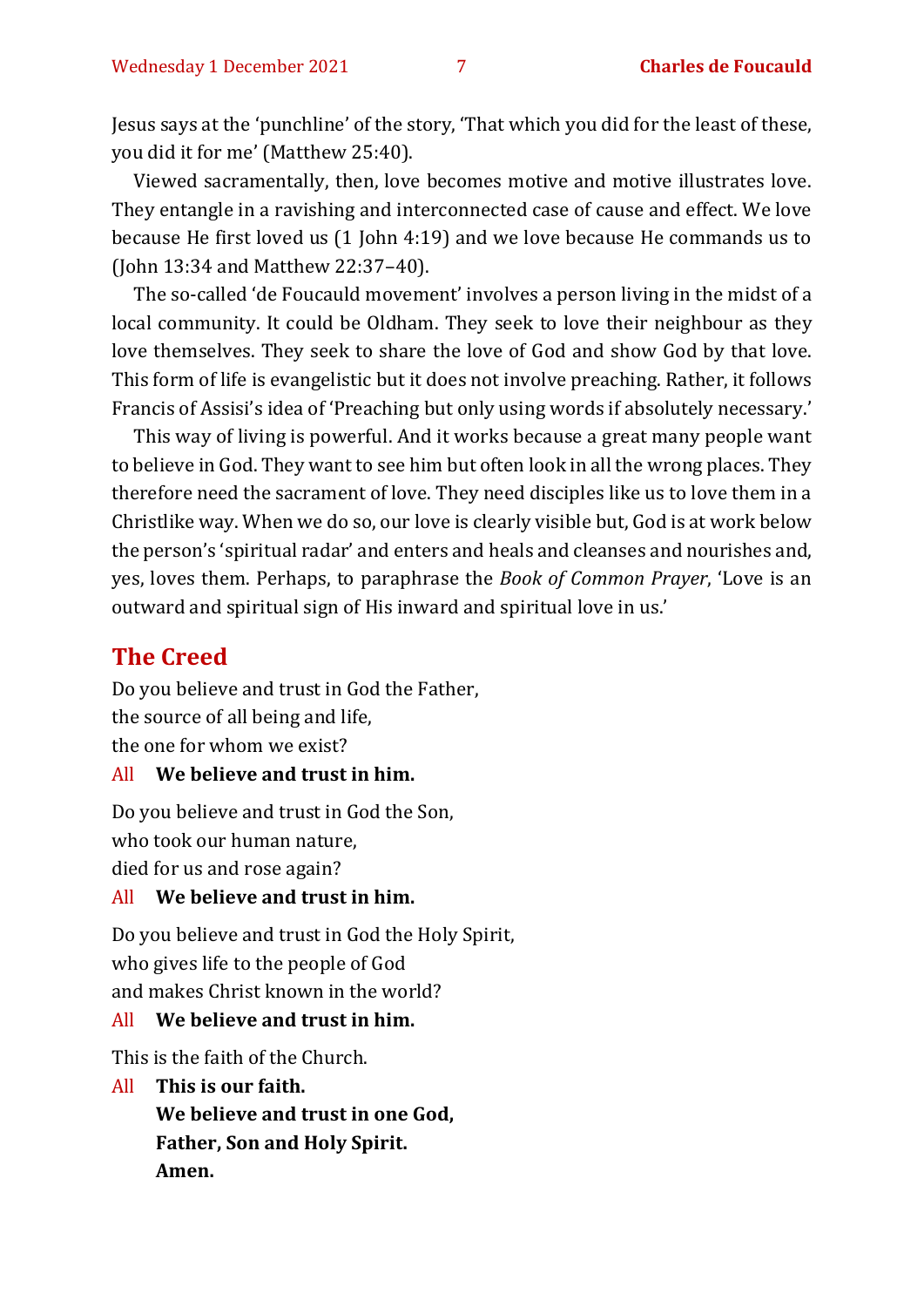Jesus says at the 'punchline' of the story, 'That which you did for the least of these, you did it for me' (Matthew 25:40).

Viewed sacramentally, then, love becomes motive and motive illustrates love. They entangle in a ravishing and interconnected case of cause and effect. We love because He first loved us (1 John 4:19) and we love because He commands us to (John 13:34 and Matthew 22:37–40).

The so-called 'de Foucauld movement' involves a person living in the midst of a local community. It could be Oldham. They seek to love their neighbour as they love themselves. They seek to share the love of God and show God by that love. This form of life is evangelistic but it does not involve preaching. Rather, it follows Francis of Assisi's idea of 'Preaching but only using words if absolutely necessary.'

This way of living is powerful. And it works because a great many people want to believe in God. They want to see him but often look in all the wrong places. They therefore need the sacrament of love. They need disciples like us to love them in a Christlike way. When we do so, our love is clearly visible but, God is at work below the person's 'spiritual radar' and enters and heals and cleanses and nourishes and, yes, loves them. Perhaps, to paraphrase the *Book of Common Prayer*, 'Love is an outward and spiritual sign of His inward and spiritual love in us.'

## The Creed

Do you believe and trust in God the Father,
the source of all being and life,
the one for whom we exist?

All **We believe and trust in him.**

Do you believe and trust in God the Son,
who took our human nature,
died for us and rose again?

All **We believe and trust in him.**

Do you believe and trust in God the Holy Spirit,
who gives life to the people of God
and makes Christ known in the world?

All **We believe and trust in him.**

This is the faith of the Church.

All **This is our faith.**
**We believe and trust in one God,**
**Father, Son and Holy Spirit.**
**Amen.**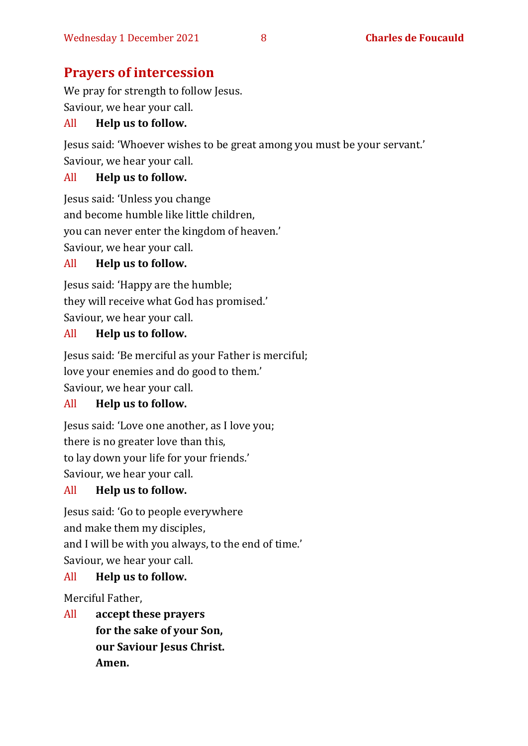## Prayers of intercession

We pray for strength to follow Jesus.
Saviour, we hear your call.

All **Help us to follow.**

Jesus said: 'Whoever wishes to be great among you must be your servant.'
Saviour, we hear your call.

All **Help us to follow.**

Jesus said: 'Unless you change
and become humble like little children,
you can never enter the kingdom of heaven.'
Saviour, we hear your call.

All **Help us to follow.**

Jesus said: 'Happy are the humble;
they will receive what God has promised.'
Saviour, we hear your call.

All **Help us to follow.**

Jesus said: 'Be merciful as your Father is merciful;
love your enemies and do good to them.'
Saviour, we hear your call.

All **Help us to follow.**

Jesus said: 'Love one another, as I love you;
there is no greater love than this,
to lay down your life for your friends.'
Saviour, we hear your call.

All **Help us to follow.**

Jesus said: 'Go to people everywhere
and make them my disciples,
and I will be with you always, to the end of time.'
Saviour, we hear your call.

All **Help us to follow.**

Merciful Father,

All **accept these prayers
for the sake of your Son,
our Saviour Jesus Christ.
Amen.**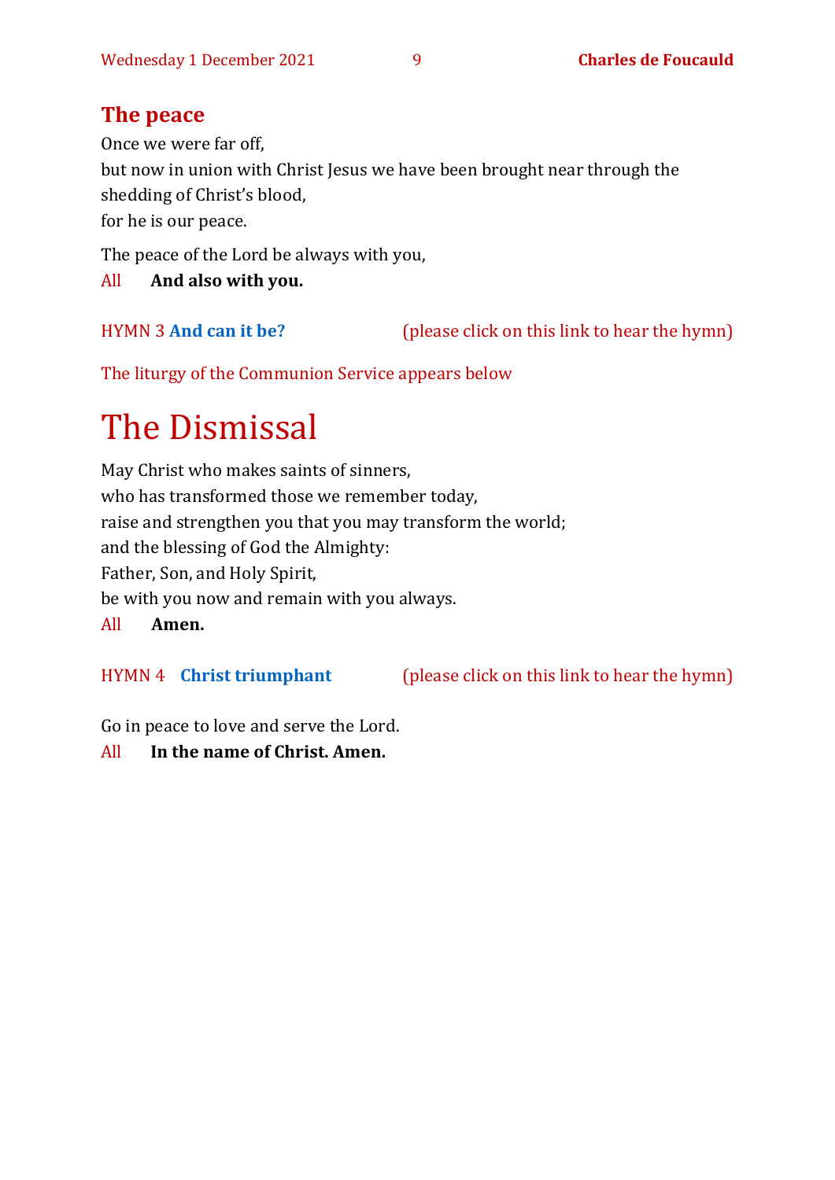## The peace

Once we were far off,
but now in union with Christ Jesus we have been brought near through the shedding of Christ's blood,
for he is our peace.

The peace of the Lord be always with you,

All **And also with you.**

HYMN 3 **And can it be?** (please click on this link to hear the hymn)

The liturgy of the Communion Service appears below

# The Dismissal

May Christ who makes saints of sinners,
who has transformed those we remember today,
raise and strengthen you that you may transform the world;
and the blessing of God the Almighty:
Father, Son, and Holy Spirit,
be with you now and remain with you always.

All **Amen.**

HYMN 4 **Christ triumphant** (please click on this link to hear the hymn)

Go in peace to love and serve the Lord.

All **In the name of Christ. Amen.**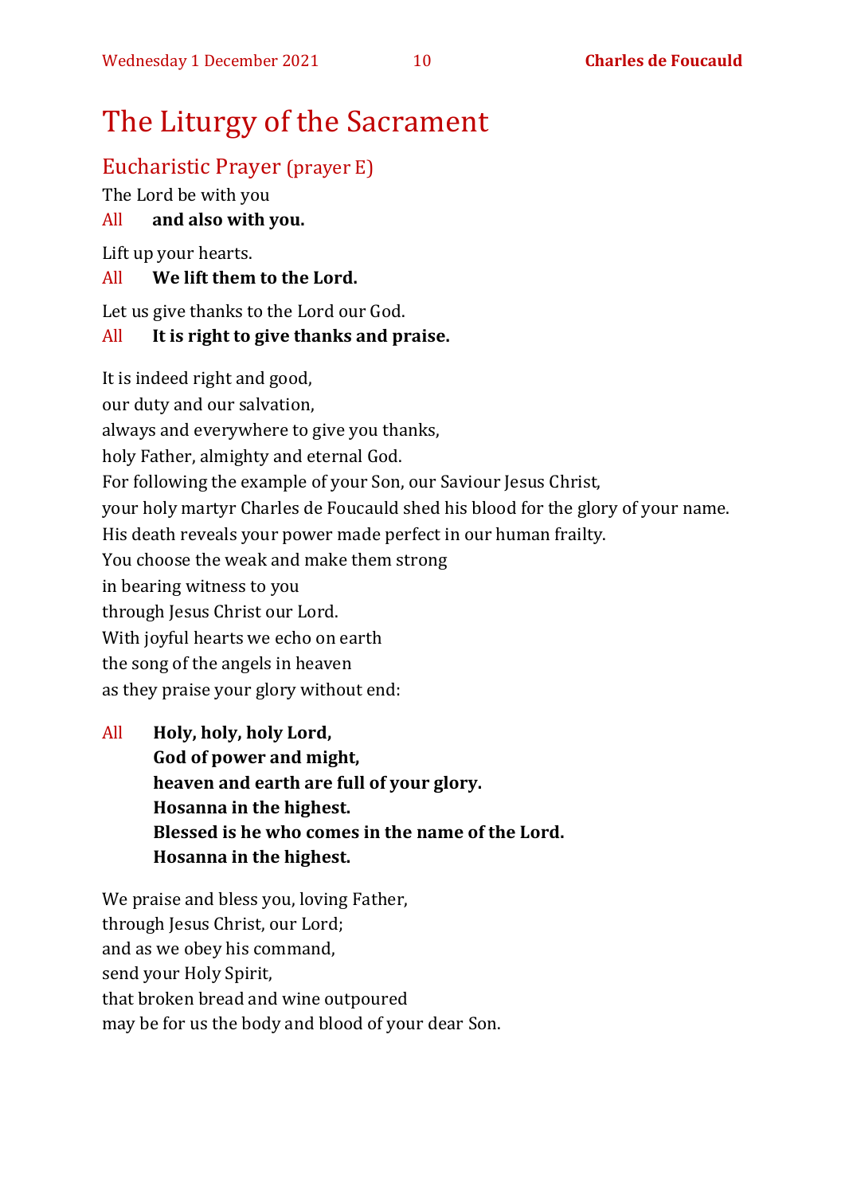# The Liturgy of the Sacrament

## Eucharistic Prayer (prayer E)

The Lord be with you

All **and also with you.**

Lift up your hearts.

All **We lift them to the Lord.**

Let us give thanks to the Lord our God.

All **It is right to give thanks and praise.**

It is indeed right and good,
our duty and our salvation,
always and everywhere to give you thanks,
holy Father, almighty and eternal God.
For following the example of your Son, our Saviour Jesus Christ,
your holy martyr Charles de Foucauld shed his blood for the glory of your name.
His death reveals your power made perfect in our human frailty.
You choose the weak and make them strong
in bearing witness to you
through Jesus Christ our Lord.
With joyful hearts we echo on earth
the song of the angels in heaven
as they praise your glory without end:

All **Holy, holy, holy Lord,**
**God of power and might,**
**heaven and earth are full of your glory.**
**Hosanna in the highest.**
**Blessed is he who comes in the name of the Lord.**
**Hosanna in the highest.**

We praise and bless you, loving Father,
through Jesus Christ, our Lord;
and as we obey his command,
send your Holy Spirit,
that broken bread and wine outpoured
may be for us the body and blood of your dear Son.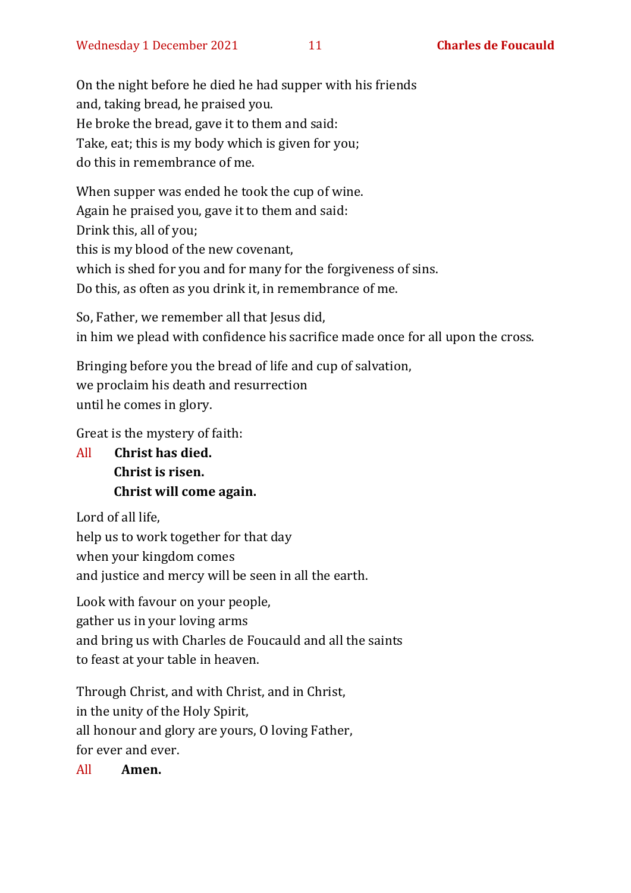On the night before he died he had supper with his friends
and, taking bread, he praised you.
He broke the bread, gave it to them and said:
Take, eat; this is my body which is given for you;
do this in remembrance of me.

When supper was ended he took the cup of wine.
Again he praised you, gave it to them and said:
Drink this, all of you;
this is my blood of the new covenant,
which is shed for you and for many for the forgiveness of sins.
Do this, as often as you drink it, in remembrance of me.

So, Father, we remember all that Jesus did,
in him we plead with confidence his sacrifice made once for all upon the cross.

Bringing before you the bread of life and cup of salvation,
we proclaim his death and resurrection
until he comes in glory.

Great is the mystery of faith:

All **Christ has died.**
**Christ is risen.**
**Christ will come again.**

Lord of all life,
help us to work together for that day
when your kingdom comes
and justice and mercy will be seen in all the earth.

Look with favour on your people,
gather us in your loving arms
and bring us with Charles de Foucauld and all the saints
to feast at your table in heaven.

Through Christ, and with Christ, and in Christ,
in the unity of the Holy Spirit,
all honour and glory are yours, O loving Father,
for ever and ever.

All **Amen.**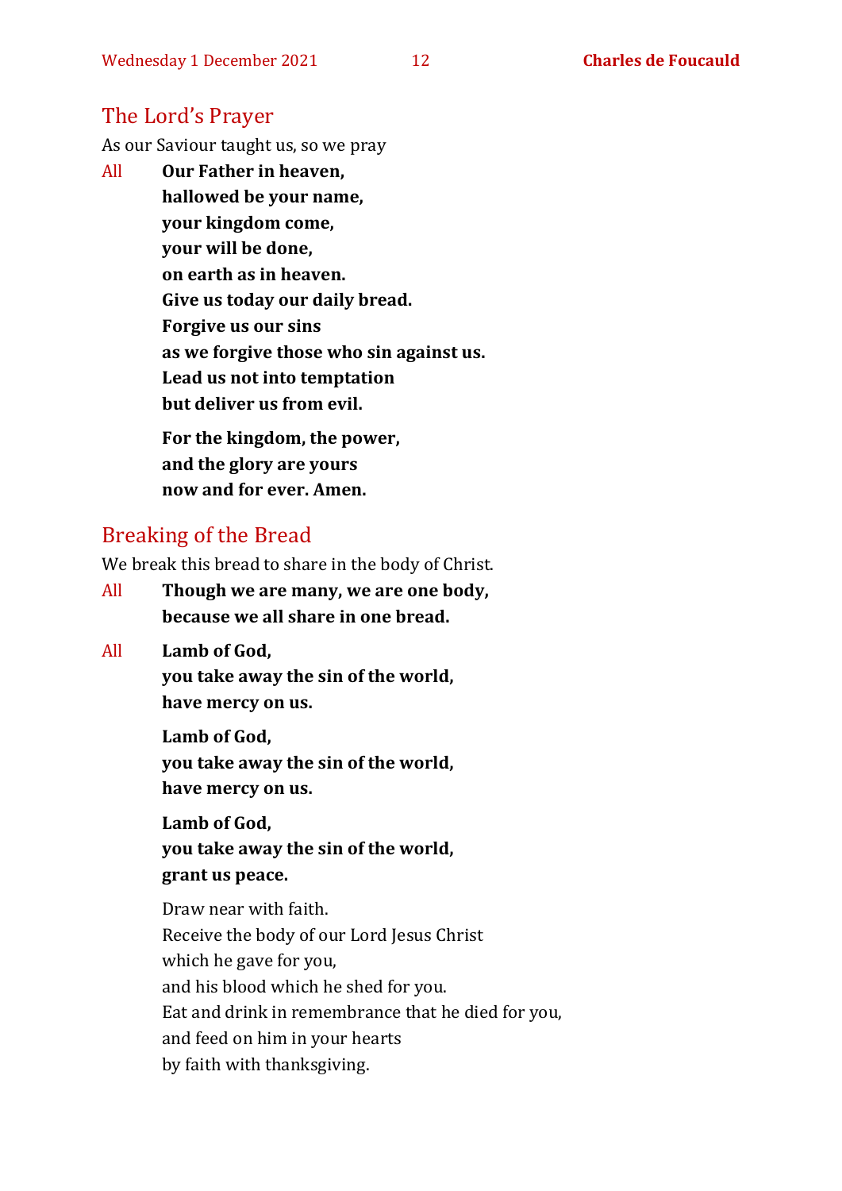## The Lord's Prayer

As our Saviour taught us, so we pray

All **Our Father in heaven,**
**hallowed be your name,**
**your kingdom come,**
**your will be done,**
**on earth as in heaven.**
**Give us today our daily bread.**
**Forgive us our sins**
**as we forgive those who sin against us.**
**Lead us not into temptation**
**but deliver us from evil.**

**For the kingdom, the power,**
**and the glory are yours**
**now and for ever. Amen.**

## Breaking of the Bread

We break this bread to share in the body of Christ.

All **Though we are many, we are one body,**
**because we all share in one bread.**

All **Lamb of God,**
**you take away the sin of the world,**
**have mercy on us.**

**Lamb of God,**
**you take away the sin of the world,**
**have mercy on us.**

**Lamb of God,**
**you take away the sin of the world,**
**grant us peace.**

Draw near with faith.
Receive the body of our Lord Jesus Christ
which he gave for you,
and his blood which he shed for you.
Eat and drink in remembrance that he died for you,
and feed on him in your hearts
by faith with thanksgiving.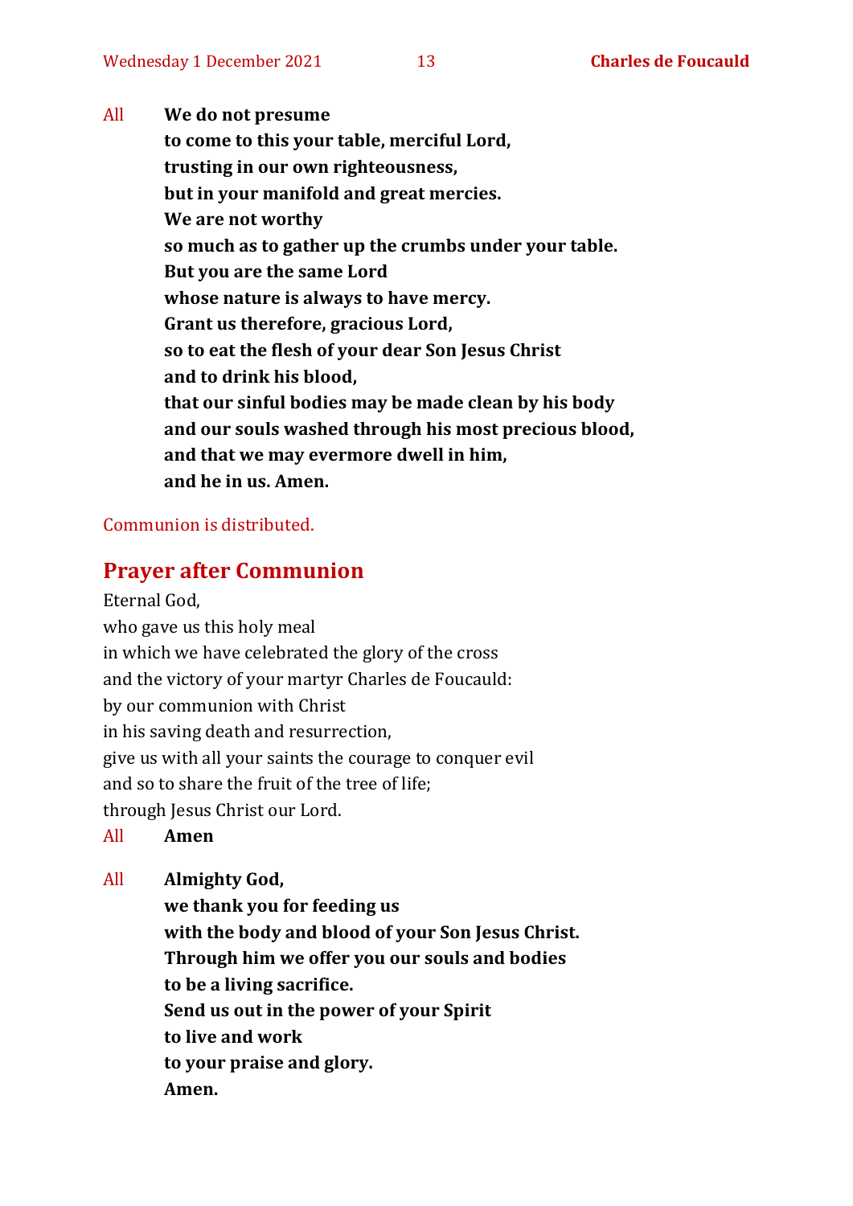All **We do not presume**
**to come to this your table, merciful Lord,**
**trusting in our own righteousness,**
**but in your manifold and great mercies.**
**We are not worthy**
**so much as to gather up the crumbs under your table.**
**But you are the same Lord**
**whose nature is always to have mercy.**
**Grant us therefore, gracious Lord,**
**so to eat the flesh of your dear Son Jesus Christ**
**and to drink his blood,**
**that our sinful bodies may be made clean by his body**
**and our souls washed through his most precious blood,**
**and that we may evermore dwell in him,**
**and he in us. Amen.**

Communion is distributed.

## Prayer after Communion

Eternal God,
who gave us this holy meal
in which we have celebrated the glory of the cross
and the victory of your martyr Charles de Foucauld:
by our communion with Christ
in his saving death and resurrection,
give us with all your saints the courage to conquer evil
and so to share the fruit of the tree of life;
through Jesus Christ our Lord.

All **Amen**

All **Almighty God,**
**we thank you for feeding us**
**with the body and blood of your Son Jesus Christ.**
**Through him we offer you our souls and bodies**
**to be a living sacrifice.**
**Send us out in the power of your Spirit**
**to live and work**
**to your praise and glory.**
**Amen.**